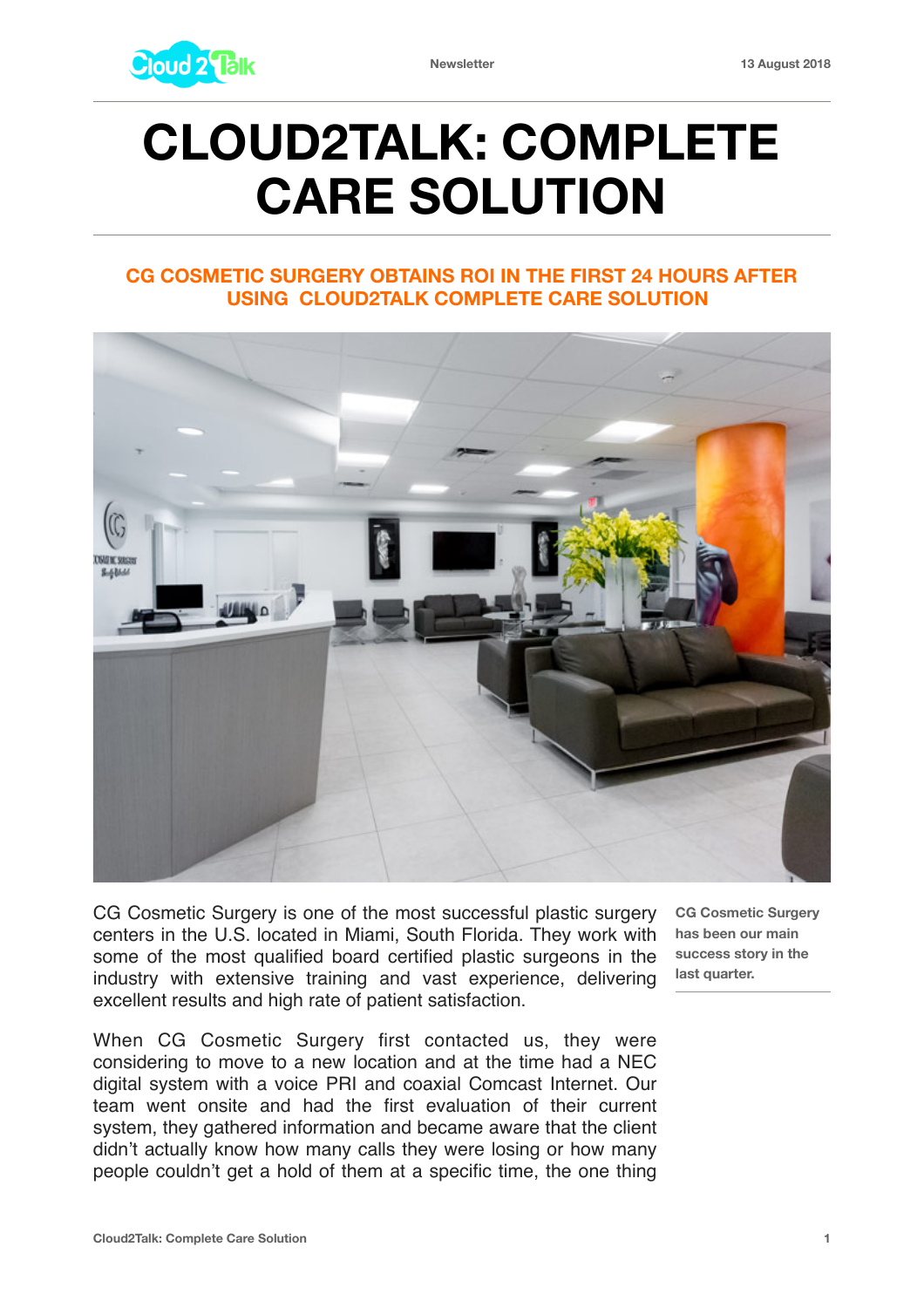Newsletter

13 August 2018

# CLOUD2TALK: COMPLETE CARE SOLUTION

## CG COSMETIC SURGERY OBTAINS ROI IN THE FIRST 24 HOURS AFTER USING CLOUD2TALK COMPLETE CARE SOLUTION

**CG Cosmetic Surgery has been our main success story in the last quarter.**

CG Cosmetic Surgery is one of the most successful plastic surgery centers in the U.S. located in Miami, South Florida. They work with some of the most qualified board certified plastic surgeons in the industry with extensive training and vast experience, delivering excellent results and high rate of patient satisfaction.

When CG Cosmetic Surgery first contacted us, they were considering to move to a new location and at the time had a NEC digital system with a voice PRI and coaxial Comcast Internet. Our team went onsite and had the first evaluation of their current system, they gathered information and became aware that the client didn't actually know how many calls they were losing or how many people couldn't get a hold of them at a specific time, the one thing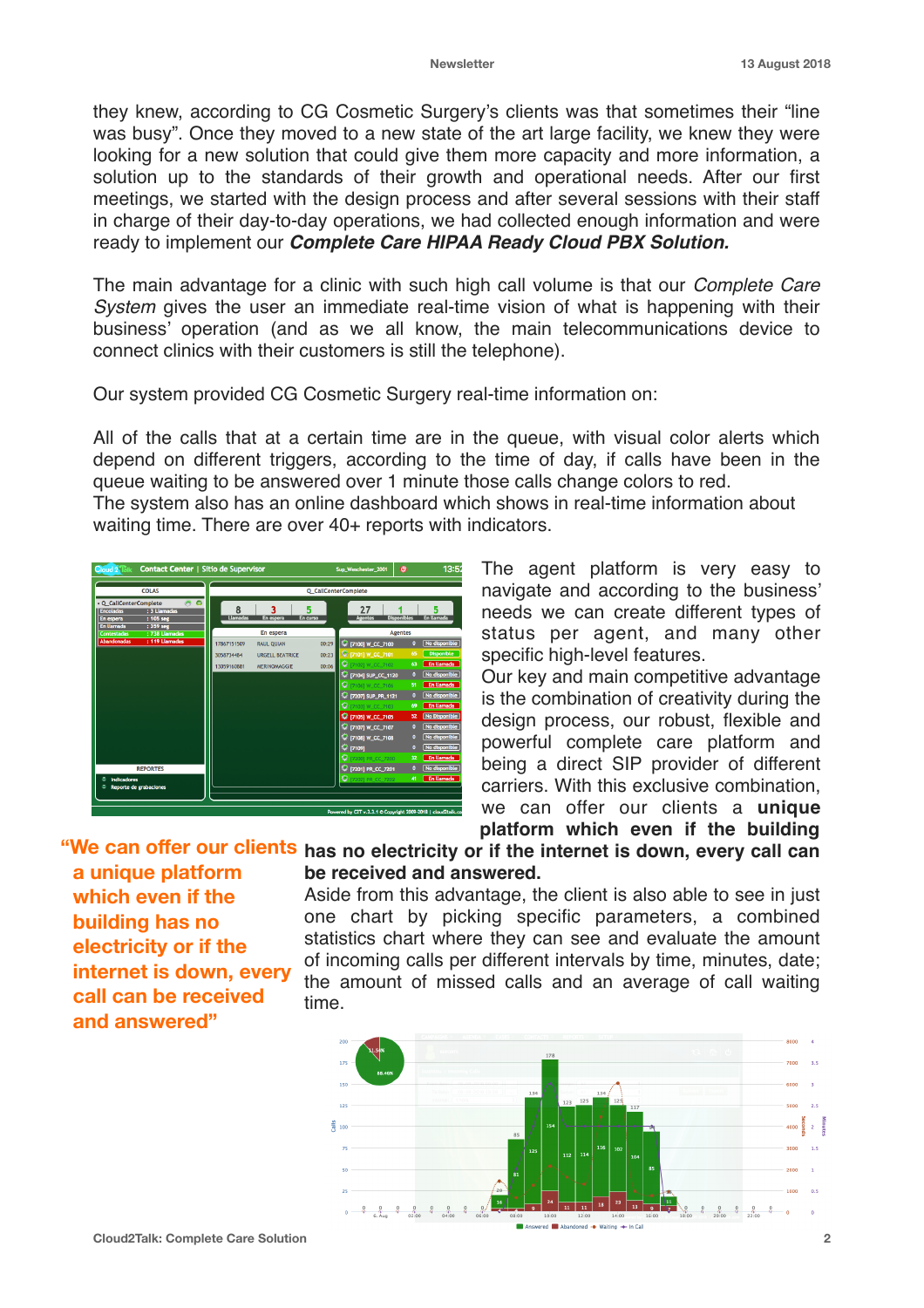they knew, according to CG Cosmetic Surgery's clients was that sometimes their "line was busy". Once they moved to a new state of the art large facility, we knew they were looking for a new solution that could give them more capacity and more information, a solution up to the standards of their growth and operational needs. After our first meetings, we started with the design process and after several sessions with their staff in charge of their day-to-day operations, we had collected enough information and were ready to implement our ***Complete Care HIPAA Ready Cloud PBX Solution.***

The main advantage for a clinic with such high call volume is that our *Complete Care System* gives the user an immediate real-time vision of what is happening with their business' operation (and as we all know, the main telecommunications device to connect clinics with their customers is still the telephone).

Our system provided CG Cosmetic Surgery real-time information on:

All of the calls that at a certain time are in the queue, with visual color alerts which depend on different triggers, according to the time of day, if calls have been in the queue waiting to be answered over 1 minute those calls change colors to red.
The system also has an online dashboard which shows in real-time information about waiting time. There are over 40+ reports with indicators.

The agent platform is very easy to navigate and according to the business' needs we can create different types of status per agent, and many other specific high-level features.
Our key and main competitive advantage is the combination of creativity during the design process, our robust, flexible and powerful complete care platform and being a direct SIP provider of different carriers. With this exclusive combination, we can offer our clients a **unique platform which even if the building has no electricity or if the internet is down, every call can be received and answered.**

> "We can offer our clients a unique platform which even if the building has no electricity or if the internet is down, every call can be received and answered"

Aside from this advantage, the client is also able to see in just one chart by picking specific parameters, a combined statistics chart where they can see and evaluate the amount of incoming calls per different intervals by time, minutes, date; the amount of missed calls and an average of call waiting time.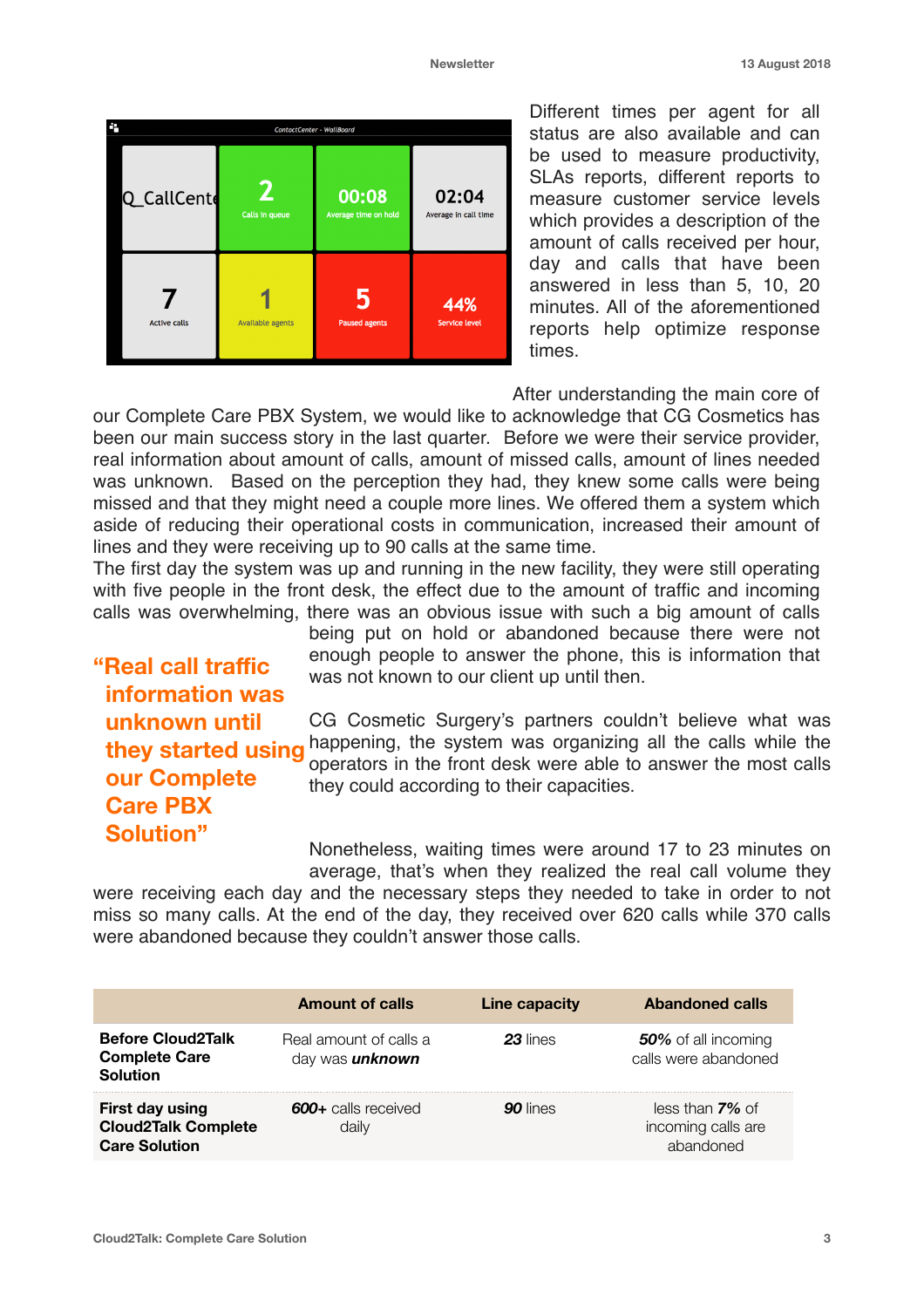Different times per agent for all status are also available and can be used to measure productivity, SLAs reports, different reports to measure customer service levels which provides a description of the amount of calls received per hour, day and calls that have been answered in less than 5, 10, 20 minutes. All of the aforementioned reports help optimize response times.

After understanding the main core of our Complete Care PBX System, we would like to acknowledge that CG Cosmetics has been our main success story in the last quarter. Before we were their service provider, real information about amount of calls, amount of missed calls, amount of lines needed was unknown. Based on the perception they had, they knew some calls were being missed and that they might need a couple more lines. We offered them a system which aside of reducing their operational costs in communication, increased their amount of lines and they were receiving up to 90 calls at the same time.

The first day the system was up and running in the new facility, they were still operating with five people in the front desk, the effect due to the amount of traffic and incoming calls was overwhelming, there was an obvious issue with such a big amount of calls being put on hold or abandoned because there were not enough people to answer the phone, this is information that was not known to our client up until then.

> **"Real call traffic information was unknown until they started using our Complete Care PBX Solution"**

CG Cosmetic Surgery's partners couldn't believe what was happening, the system was organizing all the calls while the operators in the front desk were able to answer the most calls they could according to their capacities.

Nonetheless, waiting times were around 17 to 23 minutes on average, that's when they realized the real call volume they were receiving each day and the necessary steps they needed to take in order to not miss so many calls. At the end of the day, they received over 620 calls while 370 calls were abandoned because they couldn't answer those calls.

| | Amount of calls | Line capacity | Abandoned calls |
|---|---|---|---|
| **Before Cloud2Talk Complete Care Solution** | Real amount of calls a day was ***unknown*** | ***23*** lines | ***50%*** of all incoming calls were abandoned |
| **First day using Cloud2Talk Complete Care Solution** | ***600+*** calls received daily | ***90*** lines | less than ***7%*** of incoming calls are abandoned |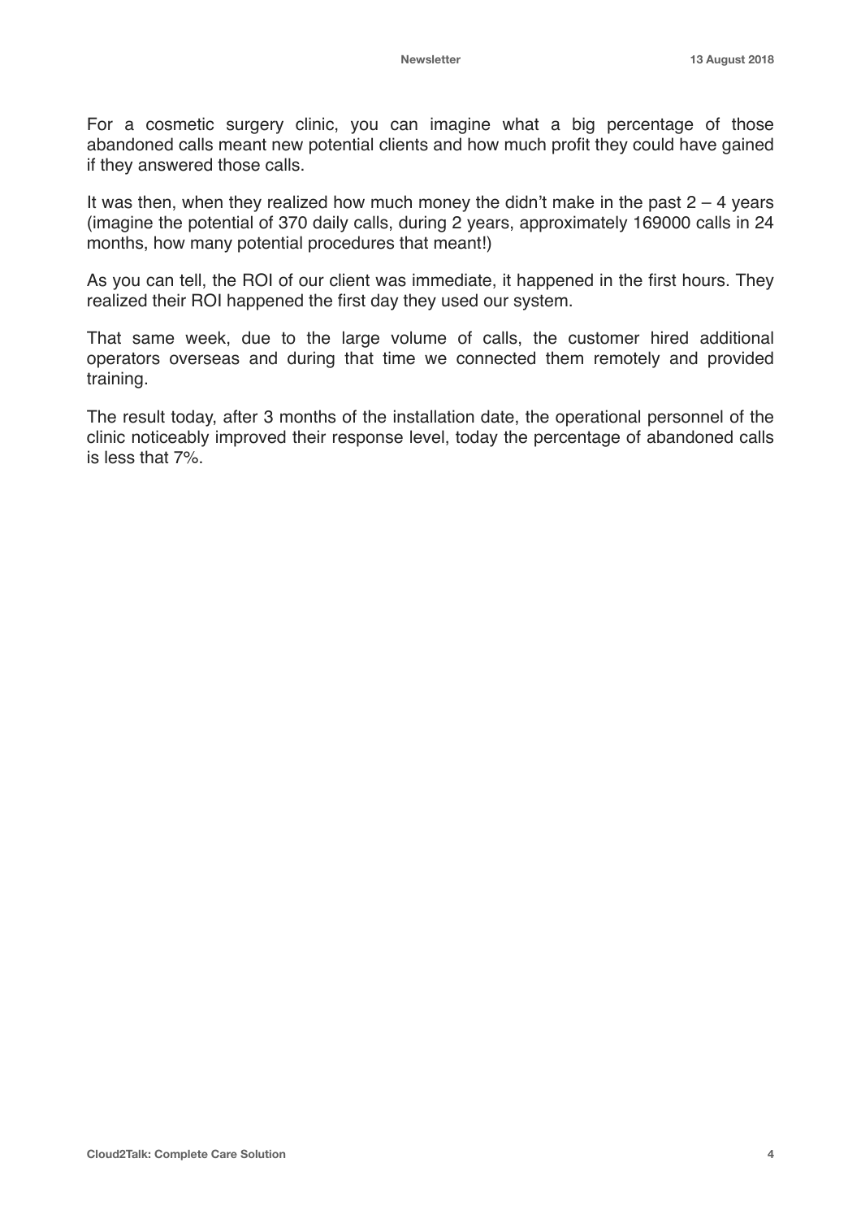For a cosmetic surgery clinic, you can imagine what a big percentage of those abandoned calls meant new potential clients and how much profit they could have gained if they answered those calls.

It was then, when they realized how much money the didn't make in the past 2 – 4 years (imagine the potential of 370 daily calls, during 2 years, approximately 169000 calls in 24 months, how many potential procedures that meant!)

As you can tell, the ROI of our client was immediate, it happened in the first hours. They realized their ROI happened the first day they used our system.

That same week, due to the large volume of calls, the customer hired additional operators overseas and during that time we connected them remotely and provided training.

The result today, after 3 months of the installation date, the operational personnel of the clinic noticeably improved their response level, today the percentage of abandoned calls is less that 7%.